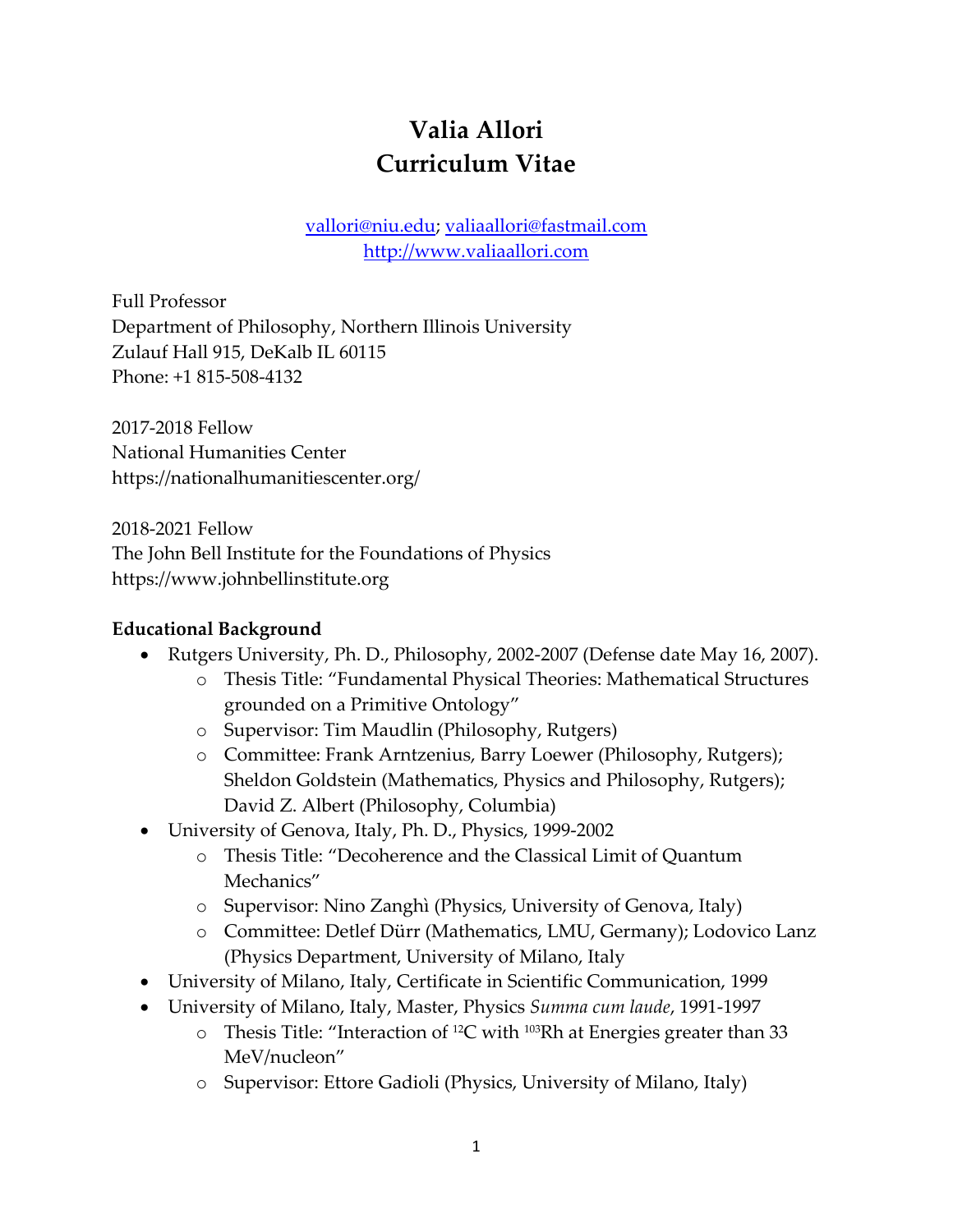# Valia Allori
# Curriculum Vitae

vallori@niu.edu; valiaallori@fastmail.com
http://www.valiaallori.com

Full Professor
Department of Philosophy, Northern Illinois University
Zulauf Hall 915, DeKalb IL 60115
Phone: +1 815-508-4132

2017-2018 Fellow
National Humanities Center
https://nationalhumanitiescenter.org/

2018-2021 Fellow
The John Bell Institute for the Foundations of Physics
https://www.johnbellinstitute.org

**Educational Background**

- Rutgers University, Ph. D., Philosophy, 2002-2007 (Defense date May 16, 2007).
  - Thesis Title: "Fundamental Physical Theories: Mathematical Structures grounded on a Primitive Ontology"
  - Supervisor: Tim Maudlin (Philosophy, Rutgers)
  - Committee: Frank Arntzenius, Barry Loewer (Philosophy, Rutgers); Sheldon Goldstein (Mathematics, Physics and Philosophy, Rutgers); David Z. Albert (Philosophy, Columbia)
- University of Genova, Italy, Ph. D., Physics, 1999-2002
  - Thesis Title: "Decoherence and the Classical Limit of Quantum Mechanics"
  - Supervisor: Nino Zanghì (Physics, University of Genova, Italy)
  - Committee: Detlef Dürr (Mathematics, LMU, Germany); Lodovico Lanz (Physics Department, University of Milano, Italy
- University of Milano, Italy, Certificate in Scientific Communication, 1999
- University of Milano, Italy, Master, Physics *Summa cum laude*, 1991-1997
  - Thesis Title: "Interaction of $^{12}C$ with $^{103}Rh$ at Energies greater than 33 MeV/nucleon"
  - Supervisor: Ettore Gadioli (Physics, University of Milano, Italy)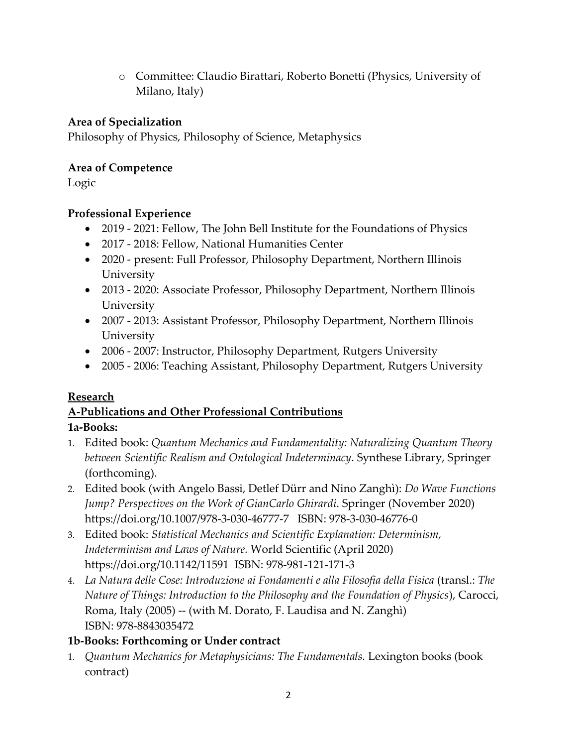- Committee: Claudio Birattari, Roberto Bonetti (Physics, University of Milano, Italy)

**Area of Specialization**
Philosophy of Physics, Philosophy of Science, Metaphysics

**Area of Competence**
Logic

**Professional Experience**

- 2019 - 2021: Fellow, The John Bell Institute for the Foundations of Physics
- 2017 - 2018: Fellow, National Humanities Center
- 2020 - present: Full Professor, Philosophy Department, Northern Illinois University
- 2013 - 2020: Associate Professor, Philosophy Department, Northern Illinois University
- 2007 - 2013: Assistant Professor, Philosophy Department, Northern Illinois University
- 2006 - 2007: Instructor, Philosophy Department, Rutgers University
- 2005 - 2006: Teaching Assistant, Philosophy Department, Rutgers University

## Research

### A-Publications and Other Professional Contributions

**1a-Books:**

1. Edited book: *Quantum Mechanics and Fundamentality: Naturalizing Quantum Theory between Scientific Realism and Ontological Indeterminacy*. Synthese Library, Springer (forthcoming).
2. Edited book (with Angelo Bassi, Detlef Dürr and Nino Zanghì): *Do Wave Functions Jump? Perspectives on the Work of GianCarlo Ghirardi*. Springer (November 2020) https://doi.org/10.1007/978-3-030-46777-7 ISBN: 978-3-030-46776-0
3. Edited book: *Statistical Mechanics and Scientific Explanation: Determinism, Indeterminism and Laws of Nature.* World Scientific (April 2020) https://doi.org/10.1142/11591 ISBN: 978-981-121-171-3
4. *La Natura delle Cose: Introduzione ai Fondamenti e alla Filosofia della Fisica* (transl.: *The Nature of Things: Introduction to the Philosophy and the Foundation of Physics*), Carocci, Roma, Italy (2005) -- (with M. Dorato, F. Laudisa and N. Zanghì) ISBN: 978-8843035472

**1b-Books: Forthcoming or Under contract**

1. *Quantum Mechanics for Metaphysicians: The Fundamentals.* Lexington books (book contract)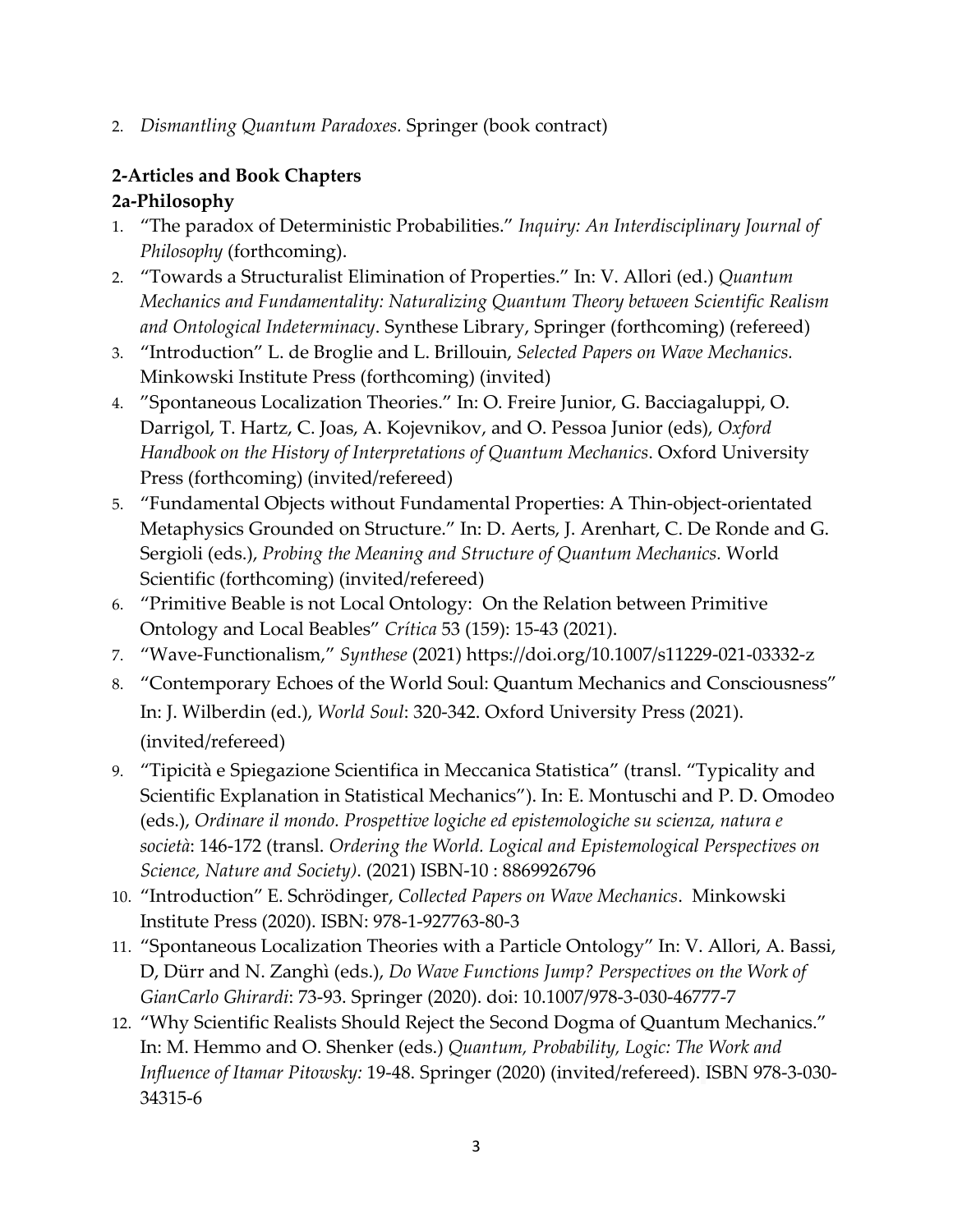2. *Dismantling Quantum Paradoxes.* Springer (book contract)

**2-Articles and Book Chapters**

**2a-Philosophy**

1. "The paradox of Deterministic Probabilities." *Inquiry: An Interdisciplinary Journal of Philosophy* (forthcoming).
2. "Towards a Structuralist Elimination of Properties." In: V. Allori (ed.) *Quantum Mechanics and Fundamentality: Naturalizing Quantum Theory between Scientific Realism and Ontological Indeterminacy*. Synthese Library, Springer (forthcoming) (refereed)
3. "Introduction" L. de Broglie and L. Brillouin, *Selected Papers on Wave Mechanics.* Minkowski Institute Press (forthcoming) (invited)
4. "Spontaneous Localization Theories." In: O. Freire Junior, G. Bacciagaluppi, O. Darrigol, T. Hartz, C. Joas, A. Kojevnikov, and O. Pessoa Junior (eds), *Oxford Handbook on the History of Interpretations of Quantum Mechanics*. Oxford University Press (forthcoming) (invited/refereed)
5. "Fundamental Objects without Fundamental Properties: A Thin-object-orientated Metaphysics Grounded on Structure." In: D. Aerts, J. Arenhart, C. De Ronde and G. Sergioli (eds.), *Probing the Meaning and Structure of Quantum Mechanics.* World Scientific (forthcoming) (invited/refereed)
6. "Primitive Beable is not Local Ontology: On the Relation between Primitive Ontology and Local Beables" *Crítica* 53 (159): 15-43 (2021).
7. "Wave-Functionalism," *Synthese* (2021) https://doi.org/10.1007/s11229-021-03332-z
8. "Contemporary Echoes of the World Soul: Quantum Mechanics and Consciousness" In: J. Wilberdin (ed.), *World Soul*: 320-342. Oxford University Press (2021). (invited/refereed)
9. "Tipicità e Spiegazione Scientifica in Meccanica Statistica" (transl. "Typicality and Scientific Explanation in Statistical Mechanics"). In: E. Montuschi and P. D. Omodeo (eds.), *Ordinare il mondo. Prospettive logiche ed epistemologiche su scienza, natura e società*: 146-172 (transl. *Ordering the World. Logical and Epistemological Perspectives on Science, Nature and Society)*. (2021) ISBN-10 : 8869926796
10. "Introduction" E. Schrödinger, *Collected Papers on Wave Mechanics*. Minkowski Institute Press (2020). ISBN: 978-1-927763-80-3
11. "Spontaneous Localization Theories with a Particle Ontology" In: V. Allori, A. Bassi, D, Dürr and N. Zanghì (eds.), *Do Wave Functions Jump? Perspectives on the Work of GianCarlo Ghirardi*: 73-93. Springer (2020). doi: 10.1007/978-3-030-46777-7
12. "Why Scientific Realists Should Reject the Second Dogma of Quantum Mechanics." In: M. Hemmo and O. Shenker (eds.) *Quantum, Probability, Logic: The Work and Influence of Itamar Pitowsky:* 19-48. Springer (2020) (invited/refereed). ISBN 978-3-030-34315-6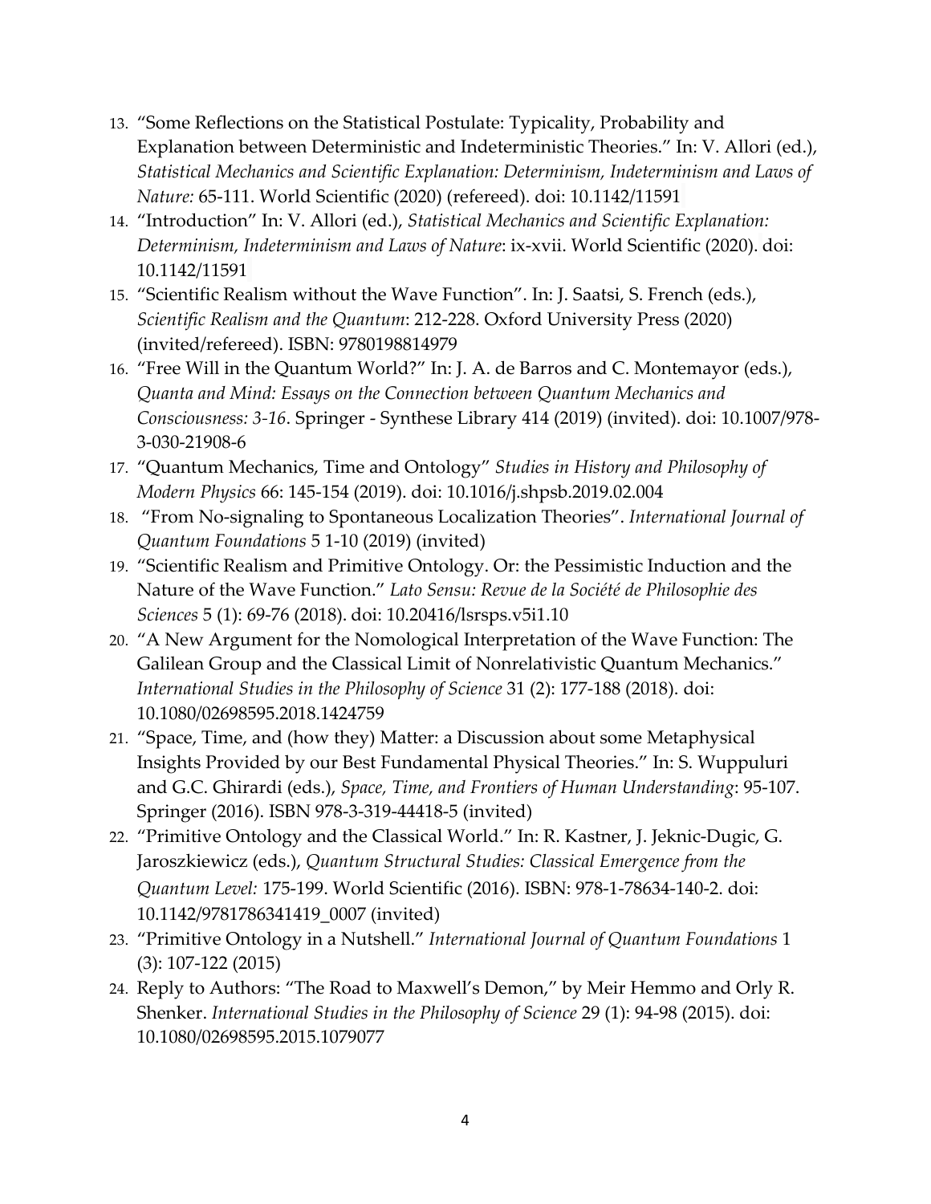13. "Some Reflections on the Statistical Postulate: Typicality, Probability and Explanation between Deterministic and Indeterministic Theories." In: V. Allori (ed.), *Statistical Mechanics and Scientific Explanation: Determinism, Indeterminism and Laws of Nature:* 65-111. World Scientific (2020) (refereed). doi: 10.1142/11591
14. "Introduction" In: V. Allori (ed.), *Statistical Mechanics and Scientific Explanation: Determinism, Indeterminism and Laws of Nature*: ix-xvii. World Scientific (2020). doi: 10.1142/11591
15. "Scientific Realism without the Wave Function". In: J. Saatsi, S. French (eds.), *Scientific Realism and the Quantum*: 212-228. Oxford University Press (2020) (invited/refereed). ISBN: 9780198814979
16. "Free Will in the Quantum World?" In: J. A. de Barros and C. Montemayor (eds.), *Quanta and Mind: Essays on the Connection between Quantum Mechanics and Consciousness: 3-16*. Springer - Synthese Library 414 (2019) (invited). doi: 10.1007/978-3-030-21908-6
17. "Quantum Mechanics, Time and Ontology" *Studies in History and Philosophy of Modern Physics* 66: 145-154 (2019). doi: 10.1016/j.shpsb.2019.02.004
18. "From No-signaling to Spontaneous Localization Theories". *International Journal of Quantum Foundations* 5 1-10 (2019) (invited)
19. "Scientific Realism and Primitive Ontology. Or: the Pessimistic Induction and the Nature of the Wave Function." *Lato Sensu: Revue de la Société de Philosophie des Sciences* 5 (1): 69-76 (2018). doi: 10.20416/lsrsps.v5i1.10
20. "A New Argument for the Nomological Interpretation of the Wave Function: The Galilean Group and the Classical Limit of Nonrelativistic Quantum Mechanics." *International Studies in the Philosophy of Science* 31 (2): 177-188 (2018). doi: 10.1080/02698595.2018.1424759
21. "Space, Time, and (how they) Matter: a Discussion about some Metaphysical Insights Provided by our Best Fundamental Physical Theories." In: S. Wuppuluri and G.C. Ghirardi (eds.), *Space, Time, and Frontiers of Human Understanding*: 95-107. Springer (2016). ISBN 978-3-319-44418-5 (invited)
22. "Primitive Ontology and the Classical World." In: R. Kastner, J. Jeknic-Dugic, G. Jaroszkiewicz (eds.), *Quantum Structural Studies: Classical Emergence from the Quantum Level:* 175-199. World Scientific (2016). ISBN: 978-1-78634-140-2. doi: 10.1142/9781786341419_0007 (invited)
23. "Primitive Ontology in a Nutshell." *International Journal of Quantum Foundations* 1 (3): 107-122 (2015)
24. Reply to Authors: "The Road to Maxwell's Demon," by Meir Hemmo and Orly R. Shenker. *International Studies in the Philosophy of Science* 29 (1): 94-98 (2015). doi: 10.1080/02698595.2015.1079077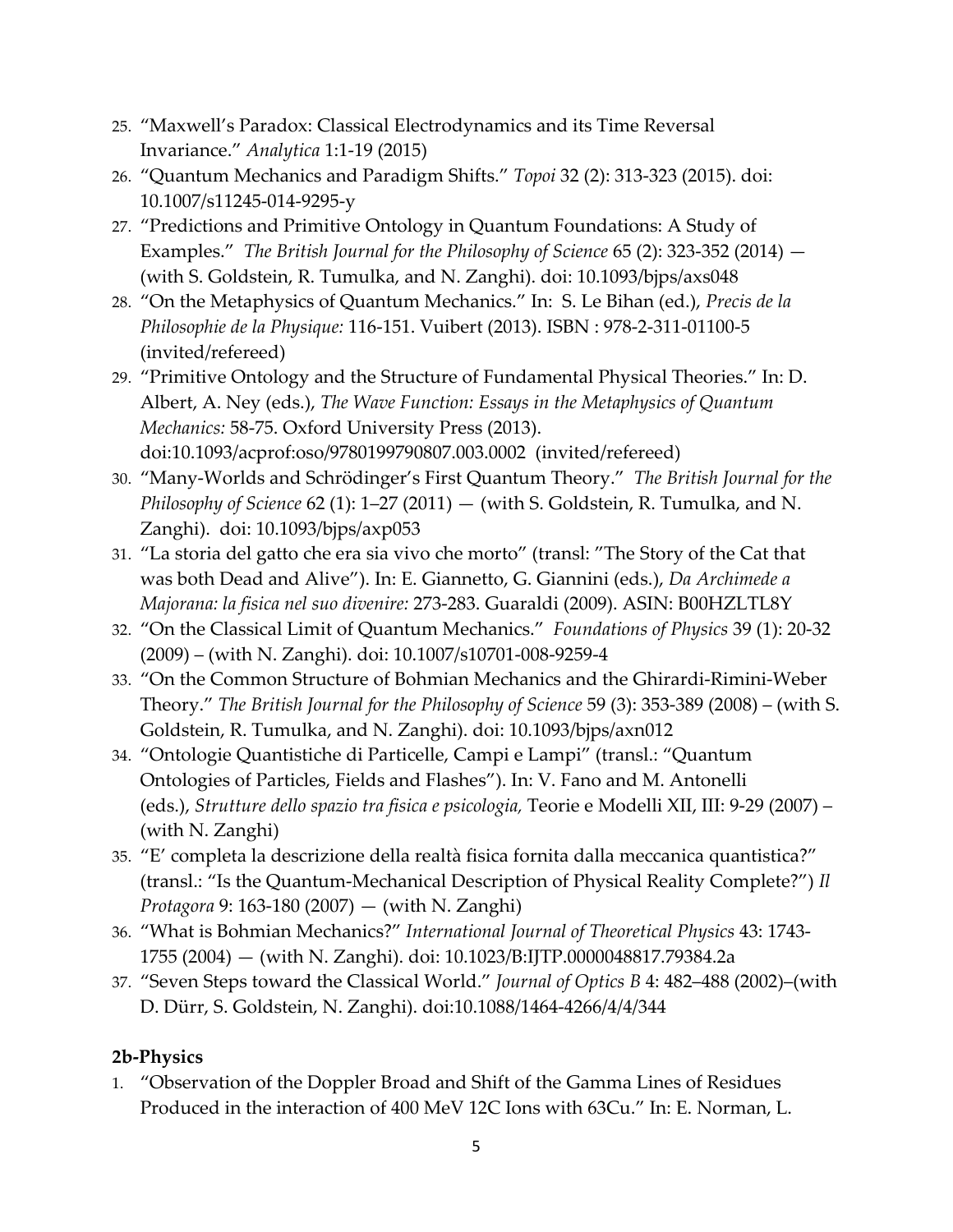25. "Maxwell's Paradox: Classical Electrodynamics and its Time Reversal Invariance." *Analytica* 1:1-19 (2015)
26. "Quantum Mechanics and Paradigm Shifts." *Topoi* 32 (2): 313-323 (2015). doi: 10.1007/s11245-014-9295-y
27. "Predictions and Primitive Ontology in Quantum Foundations: A Study of Examples." *The British Journal for the Philosophy of Science* 65 (2): 323-352 (2014) — (with S. Goldstein, R. Tumulka, and N. Zanghì). doi: 10.1093/bjps/axs048
28. "On the Metaphysics of Quantum Mechanics." In: S. Le Bihan (ed.), *Precis de la Philosophie de la Physique:* 116-151. Vuibert (2013). ISBN : 978-2-311-01100-5 (invited/refereed)
29. "Primitive Ontology and the Structure of Fundamental Physical Theories." In: D. Albert, A. Ney (eds.), *The Wave Function: Essays in the Metaphysics of Quantum Mechanics:* 58-75. Oxford University Press (2013). doi:10.1093/acprof:oso/9780199790807.003.0002 (invited/refereed)
30. "Many-Worlds and Schrödinger's First Quantum Theory." *The British Journal for the Philosophy of Science* 62 (1): 1–27 (2011) — (with S. Goldstein, R. Tumulka, and N. Zanghì). doi: 10.1093/bjps/axp053
31. "La storia del gatto che era sia vivo che morto" (transl: "The Story of the Cat that was both Dead and Alive"). In: E. Giannetto, G. Giannini (eds.), *Da Archimede a Majorana: la fisica nel suo divenire:* 273-283. Guaraldi (2009). ASIN: B00HZLTL8Y
32. "On the Classical Limit of Quantum Mechanics." *Foundations of Physics* 39 (1): 20-32 (2009) – (with N. Zanghì). doi: 10.1007/s10701-008-9259-4
33. "On the Common Structure of Bohmian Mechanics and the Ghirardi-Rimini-Weber Theory." *The British Journal for the Philosophy of Science* 59 (3): 353-389 (2008) – (with S. Goldstein, R. Tumulka, and N. Zanghì). doi: 10.1093/bjps/axn012
34. "Ontologie Quantistiche di Particelle, Campi e Lampi" (transl.: "Quantum Ontologies of Particles, Fields and Flashes"). In: V. Fano and M. Antonelli (eds.), *Strutture dello spazio tra fisica e psicologia,* Teorie e Modelli XII, III: 9-29 (2007) – (with N. Zanghì)
35. "E' completa la descrizione della realtà fisica fornita dalla meccanica quantistica?" (transl.: "Is the Quantum-Mechanical Description of Physical Reality Complete?") *Il Protagora* 9: 163-180 (2007) — (with N. Zanghì)
36. "What is Bohmian Mechanics?" *International Journal of Theoretical Physics* 43: 1743-1755 (2004) — (with N. Zanghì). doi: 10.1023/B:IJTP.0000048817.79384.2a
37. "Seven Steps toward the Classical World." *Journal of Optics B* 4: 482–488 (2002)–(with D. Dürr, S. Goldstein, N. Zanghì). doi:10.1088/1464-4266/4/4/344

**2b-Physics**

1. "Observation of the Doppler Broad and Shift of the Gamma Lines of Residues Produced in the interaction of 400 MeV 12C Ions with 63Cu." In: E. Norman, L.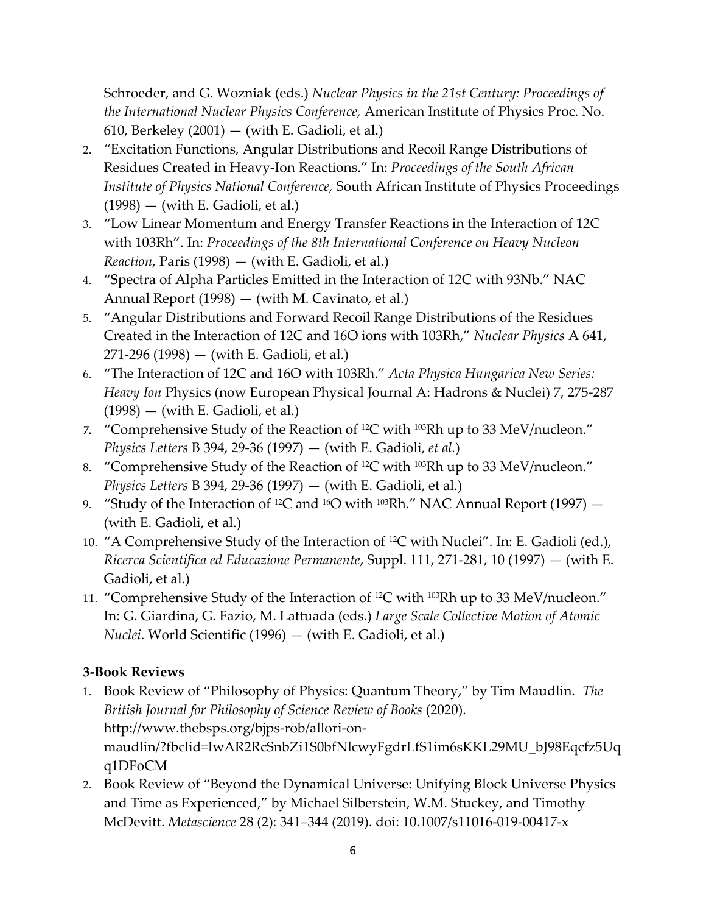Schroeder, and G. Wozniak (eds.) *Nuclear Physics in the 21st Century: Proceedings of the International Nuclear Physics Conference,* American Institute of Physics Proc. No. 610, Berkeley (2001) — (with E. Gadioli, et al.)

2. "Excitation Functions, Angular Distributions and Recoil Range Distributions of Residues Created in Heavy-Ion Reactions." In: *Proceedings of the South African Institute of Physics National Conference,* South African Institute of Physics Proceedings (1998) — (with E. Gadioli, et al.)
3. "Low Linear Momentum and Energy Transfer Reactions in the Interaction of 12C with 103Rh". In: *Proceedings of the 8th International Conference on Heavy Nucleon Reaction*, Paris (1998) — (with E. Gadioli, et al.)
4. "Spectra of Alpha Particles Emitted in the Interaction of 12C with 93Nb." NAC Annual Report (1998) — (with M. Cavinato, et al.)
5. "Angular Distributions and Forward Recoil Range Distributions of the Residues Created in the Interaction of 12C and 16O ions with 103Rh," *Nuclear Physics* A 641, 271-296 (1998) — (with E. Gadioli, et al.)
6. "The Interaction of 12C and 16O with 103Rh." *Acta Physica Hungarica New Series: Heavy Ion* Physics (now European Physical Journal A: Hadrons & Nuclei) 7, 275-287 (1998) — (with E. Gadioli, et al.)
7. "Comprehensive Study of the Reaction of $^{12}C$ with $^{103}Rh$ up to 33 MeV/nucleon." *Physics Letters* B 394, 29-36 (1997) — (with E. Gadioli, *et al.*)
8. "Comprehensive Study of the Reaction of $^{12}C$ with $^{103}Rh$ up to 33 MeV/nucleon." *Physics Letters* B 394, 29-36 (1997) — (with E. Gadioli, et al.)
9. "Study of the Interaction of $^{12}C$ and $^{16}O$ with $^{103}Rh$." NAC Annual Report (1997) — (with E. Gadioli, et al.)
10. "A Comprehensive Study of the Interaction of $^{12}C$ with Nuclei". In: E. Gadioli (ed.), *Ricerca Scientifica ed Educazione Permanente*, Suppl. 111, 271-281, 10 (1997) — (with E. Gadioli, et al.)
11. "Comprehensive Study of the Interaction of $^{12}C$ with $^{103}Rh$ up to 33 MeV/nucleon." In: G. Giardina, G. Fazio, M. Lattuada (eds.) *Large Scale Collective Motion of Atomic Nuclei*. World Scientific (1996) — (with E. Gadioli, et al.)

**3-Book Reviews**

1. Book Review of "Philosophy of Physics: Quantum Theory," by Tim Maudlin. *The British Journal for Philosophy of Science Review of Books* (2020). http://www.thebsps.org/bjps-rob/allori-on-maudlin/?fbclid=IwAR2RcSnbZi1S0bfNlcwyFgdrLfS1im6sKKL29MU_bJ98Eqcfz5Uqq1DFoCM
2. Book Review of "Beyond the Dynamical Universe: Unifying Block Universe Physics and Time as Experienced," by Michael Silberstein, W.M. Stuckey, and Timothy McDevitt. *Metascience* 28 (2): 341–344 (2019). doi: 10.1007/s11016-019-00417-x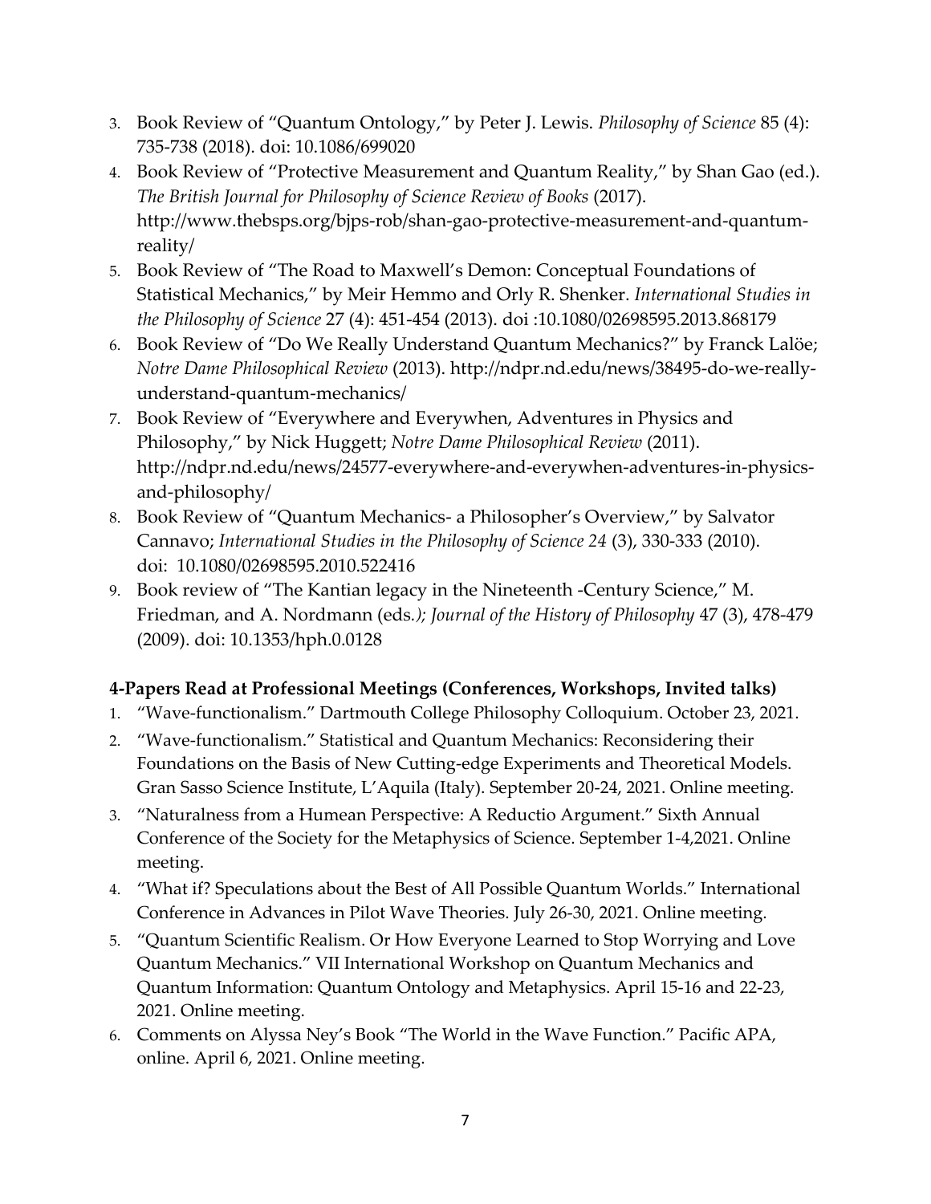3. Book Review of "Quantum Ontology," by Peter J. Lewis. *Philosophy of Science* 85 (4): 735-738 (2018). doi: 10.1086/699020
4. Book Review of "Protective Measurement and Quantum Reality," by Shan Gao (ed.). *The British Journal for Philosophy of Science Review of Books* (2017). http://www.thebsps.org/bjps-rob/shan-gao-protective-measurement-and-quantum-reality/
5. Book Review of "The Road to Maxwell's Demon: Conceptual Foundations of Statistical Mechanics," by Meir Hemmo and Orly R. Shenker. *International Studies in the Philosophy of Science* 27 (4): 451-454 (2013). doi :10.1080/02698595.2013.868179
6. Book Review of "Do We Really Understand Quantum Mechanics?" by Franck Lalöe; *Notre Dame Philosophical Review* (2013). http://ndpr.nd.edu/news/38495-do-we-really-understand-quantum-mechanics/
7. Book Review of "Everywhere and Everywhen, Adventures in Physics and Philosophy," by Nick Huggett; *Notre Dame Philosophical Review* (2011). http://ndpr.nd.edu/news/24577-everywhere-and-everywhen-adventures-in-physics-and-philosophy/
8. Book Review of "Quantum Mechanics- a Philosopher's Overview," by Salvator Cannavo; *International Studies in the Philosophy of Science 24* (3), 330-333 (2010). doi: 10.1080/02698595.2010.522416
9. Book review of "The Kantian legacy in the Nineteenth -Century Science," M. Friedman, and A. Nordmann (eds*.); Journal of the History of Philosophy* 47 (3), 478-479 (2009). doi: 10.1353/hph.0.0128

**4-Papers Read at Professional Meetings (Conferences, Workshops, Invited talks)**

1. "Wave-functionalism." Dartmouth College Philosophy Colloquium. October 23, 2021.
2. "Wave-functionalism." Statistical and Quantum Mechanics: Reconsidering their Foundations on the Basis of New Cutting-edge Experiments and Theoretical Models. Gran Sasso Science Institute, L'Aquila (Italy). September 20-24, 2021. Online meeting.
3. "Naturalness from a Humean Perspective: A Reductio Argument." Sixth Annual Conference of the Society for the Metaphysics of Science. September 1-4,2021. Online meeting.
4. "What if? Speculations about the Best of All Possible Quantum Worlds." International Conference in Advances in Pilot Wave Theories. July 26-30, 2021. Online meeting.
5. "Quantum Scientific Realism. Or How Everyone Learned to Stop Worrying and Love Quantum Mechanics." VII International Workshop on Quantum Mechanics and Quantum Information: Quantum Ontology and Metaphysics. April 15-16 and 22-23, 2021. Online meeting.
6. Comments on Alyssa Ney's Book "The World in the Wave Function." Pacific APA, online. April 6, 2021. Online meeting.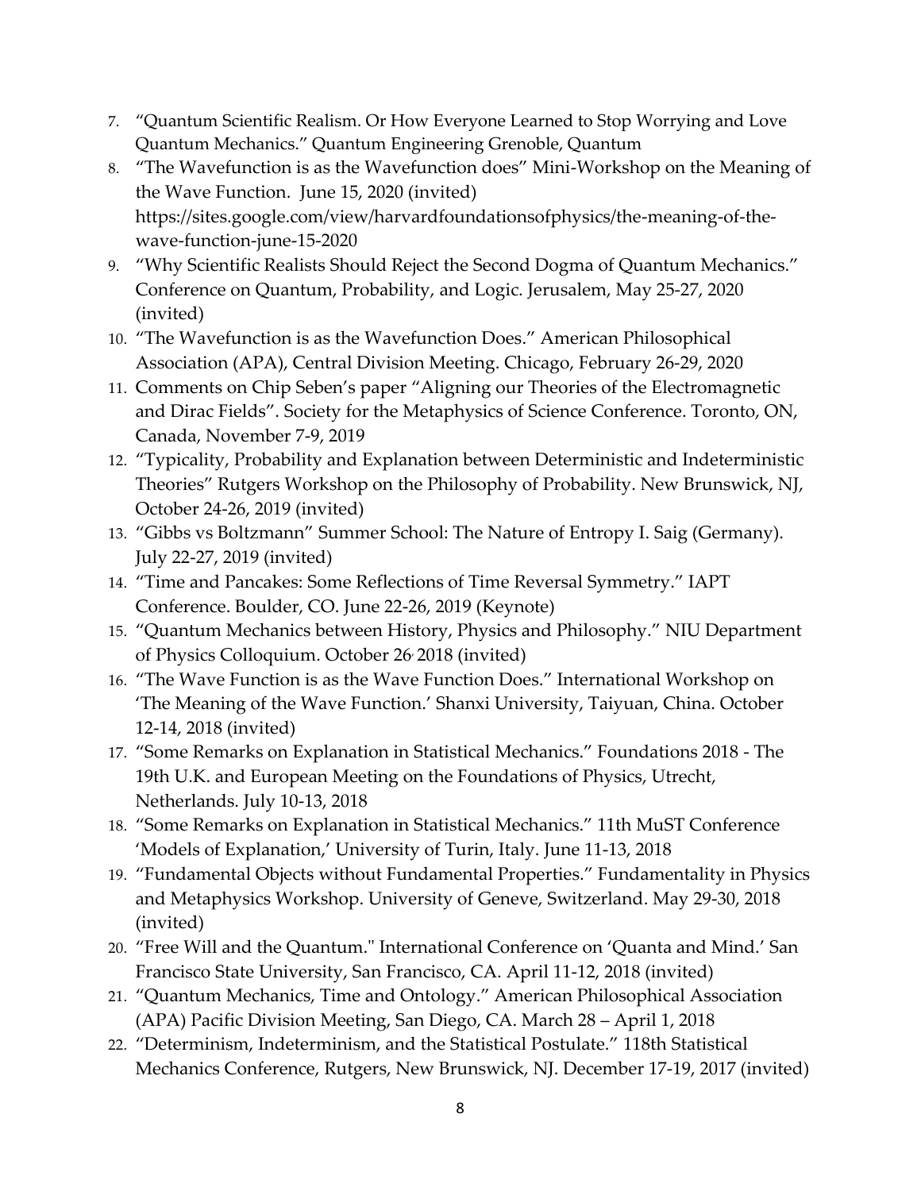7. "Quantum Scientific Realism. Or How Everyone Learned to Stop Worrying and Love Quantum Mechanics." Quantum Engineering Grenoble, Quantum
8. "The Wavefunction is as the Wavefunction does" Mini-Workshop on the Meaning of the Wave Function. June 15, 2020 (invited) https://sites.google.com/view/harvardfoundationsofphysics/the-meaning-of-the-wave-function-june-15-2020
9. "Why Scientific Realists Should Reject the Second Dogma of Quantum Mechanics." Conference on Quantum, Probability, and Logic. Jerusalem, May 25-27, 2020 (invited)
10. "The Wavefunction is as the Wavefunction Does." American Philosophical Association (APA), Central Division Meeting. Chicago, February 26-29, 2020
11. Comments on Chip Seben's paper "Aligning our Theories of the Electromagnetic and Dirac Fields". Society for the Metaphysics of Science Conference. Toronto, ON, Canada, November 7-9, 2019
12. "Typicality, Probability and Explanation between Deterministic and Indeterministic Theories" Rutgers Workshop on the Philosophy of Probability. New Brunswick, NJ, October 24-26, 2019 (invited)
13. "Gibbs vs Boltzmann" Summer School: The Nature of Entropy I. Saig (Germany). July 22-27, 2019 (invited)
14. "Time and Pancakes: Some Reflections of Time Reversal Symmetry." IAPT Conference. Boulder, CO. June 22-26, 2019 (Keynote)
15. "Quantum Mechanics between History, Physics and Philosophy." NIU Department of Physics Colloquium. October 26, 2018 (invited)
16. "The Wave Function is as the Wave Function Does." International Workshop on 'The Meaning of the Wave Function.' Shanxi University, Taiyuan, China. October 12-14, 2018 (invited)
17. "Some Remarks on Explanation in Statistical Mechanics." Foundations 2018 - The 19th U.K. and European Meeting on the Foundations of Physics, Utrecht, Netherlands. July 10-13, 2018
18. "Some Remarks on Explanation in Statistical Mechanics." 11th MuST Conference 'Models of Explanation,' University of Turin, Italy. June 11-13, 2018
19. "Fundamental Objects without Fundamental Properties." Fundamentality in Physics and Metaphysics Workshop. University of Geneve, Switzerland. May 29-30, 2018 (invited)
20. "Free Will and the Quantum." International Conference on 'Quanta and Mind.' San Francisco State University, San Francisco, CA. April 11-12, 2018 (invited)
21. "Quantum Mechanics, Time and Ontology." American Philosophical Association (APA) Pacific Division Meeting, San Diego, CA. March 28 – April 1, 2018
22. "Determinism, Indeterminism, and the Statistical Postulate." 118th Statistical Mechanics Conference, Rutgers, New Brunswick, NJ. December 17-19, 2017 (invited)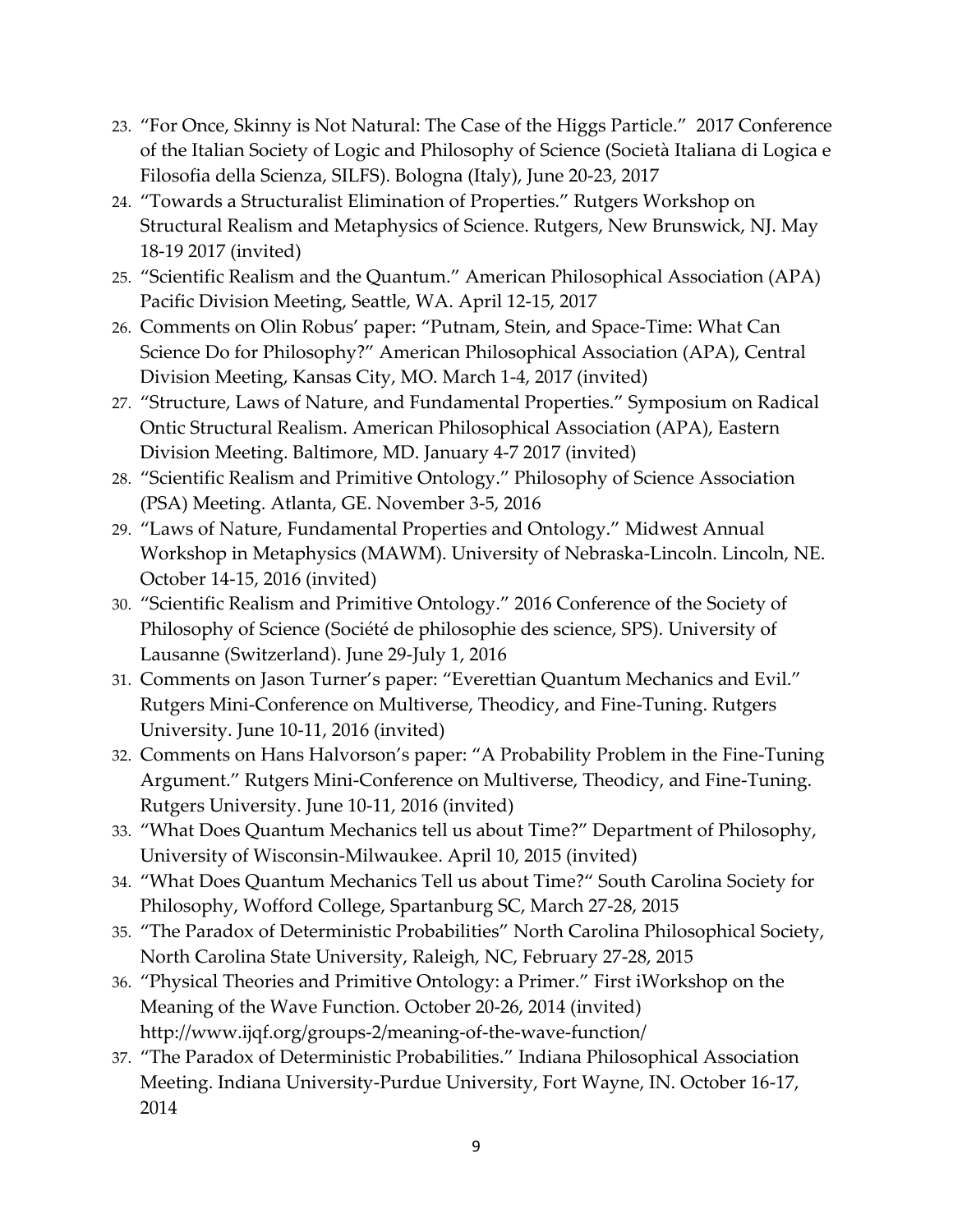23. "For Once, Skinny is Not Natural: The Case of the Higgs Particle." 2017 Conference of the Italian Society of Logic and Philosophy of Science (Società Italiana di Logica e Filosofia della Scienza, SILFS). Bologna (Italy), June 20-23, 2017
24. "Towards a Structuralist Elimination of Properties." Rutgers Workshop on Structural Realism and Metaphysics of Science. Rutgers, New Brunswick, NJ. May 18-19 2017 (invited)
25. "Scientific Realism and the Quantum." American Philosophical Association (APA) Pacific Division Meeting, Seattle, WA. April 12-15, 2017
26. Comments on Olin Robus' paper: "Putnam, Stein, and Space-Time: What Can Science Do for Philosophy?" American Philosophical Association (APA), Central Division Meeting, Kansas City, MO. March 1-4, 2017 (invited)
27. "Structure, Laws of Nature, and Fundamental Properties." Symposium on Radical Ontic Structural Realism. American Philosophical Association (APA), Eastern Division Meeting. Baltimore, MD. January 4-7 2017 (invited)
28. "Scientific Realism and Primitive Ontology." Philosophy of Science Association (PSA) Meeting. Atlanta, GE. November 3-5, 2016
29. "Laws of Nature, Fundamental Properties and Ontology." Midwest Annual Workshop in Metaphysics (MAWM). University of Nebraska-Lincoln. Lincoln, NE. October 14-15, 2016 (invited)
30. "Scientific Realism and Primitive Ontology." 2016 Conference of the Society of Philosophy of Science (Société de philosophie des science, SPS). University of Lausanne (Switzerland). June 29-July 1, 2016
31. Comments on Jason Turner's paper: "Everettian Quantum Mechanics and Evil." Rutgers Mini-Conference on Multiverse, Theodicy, and Fine-Tuning. Rutgers University. June 10-11, 2016 (invited)
32. Comments on Hans Halvorson's paper: "A Probability Problem in the Fine-Tuning Argument." Rutgers Mini-Conference on Multiverse, Theodicy, and Fine-Tuning. Rutgers University. June 10-11, 2016 (invited)
33. "What Does Quantum Mechanics tell us about Time?" Department of Philosophy, University of Wisconsin-Milwaukee. April 10, 2015 (invited)
34. "What Does Quantum Mechanics Tell us about Time?" South Carolina Society for Philosophy, Wofford College, Spartanburg SC, March 27-28, 2015
35. "The Paradox of Deterministic Probabilities" North Carolina Philosophical Society, North Carolina State University, Raleigh, NC, February 27-28, 2015
36. "Physical Theories and Primitive Ontology: a Primer." First iWorkshop on the Meaning of the Wave Function. October 20-26, 2014 (invited) http://www.ijqf.org/groups-2/meaning-of-the-wave-function/
37. "The Paradox of Deterministic Probabilities." Indiana Philosophical Association Meeting. Indiana University-Purdue University, Fort Wayne, IN. October 16-17, 2014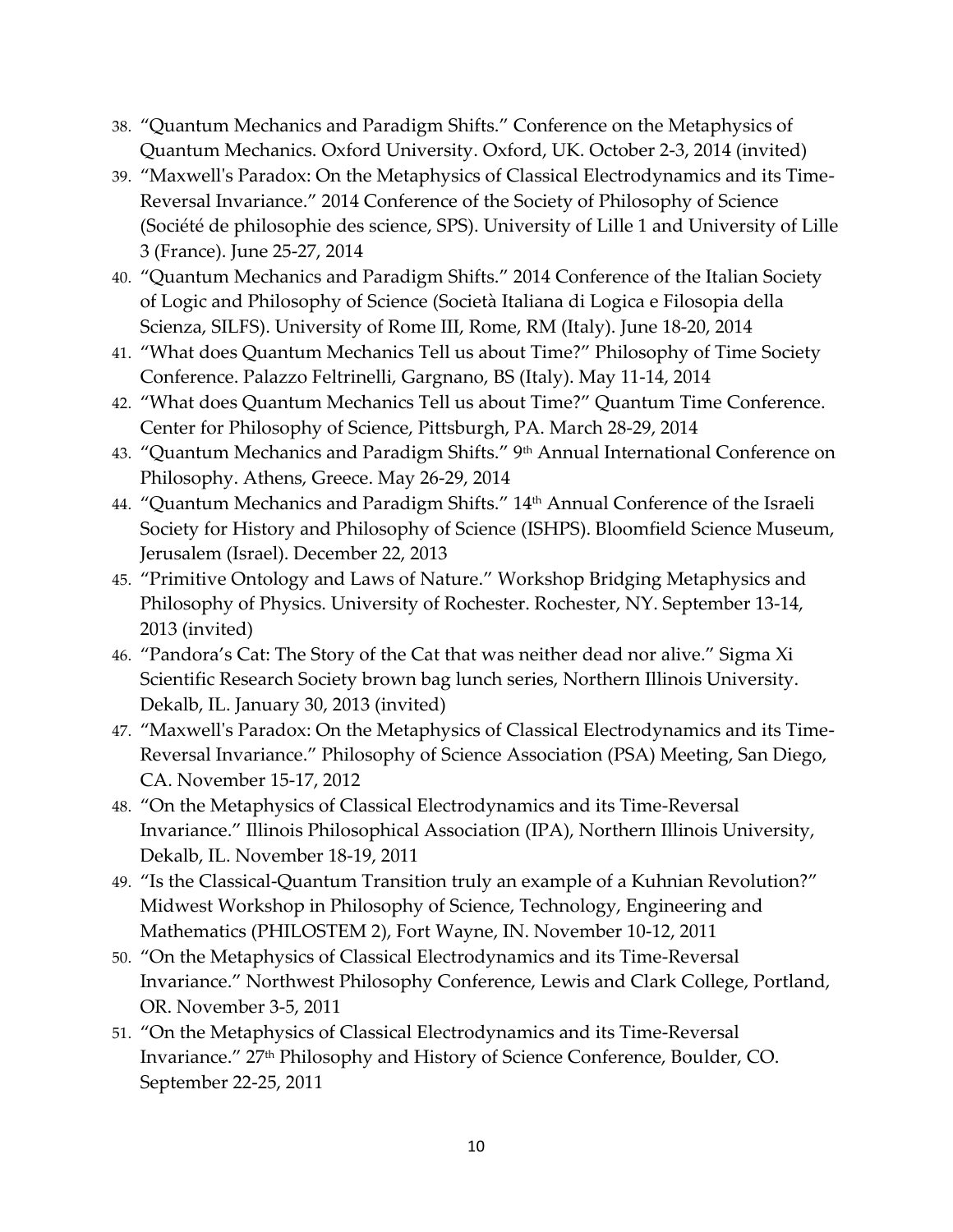38. "Quantum Mechanics and Paradigm Shifts." Conference on the Metaphysics of Quantum Mechanics. Oxford University. Oxford, UK. October 2-3, 2014 (invited)
39. "Maxwell's Paradox: On the Metaphysics of Classical Electrodynamics and its Time-Reversal Invariance." 2014 Conference of the Society of Philosophy of Science (Société de philosophie des science, SPS). University of Lille 1 and University of Lille 3 (France). June 25-27, 2014
40. "Quantum Mechanics and Paradigm Shifts." 2014 Conference of the Italian Society of Logic and Philosophy of Science (Società Italiana di Logica e Filosopia della Scienza, SILFS). University of Rome III, Rome, RM (Italy). June 18-20, 2014
41. "What does Quantum Mechanics Tell us about Time?" Philosophy of Time Society Conference. Palazzo Feltrinelli, Gargnano, BS (Italy). May 11-14, 2014
42. "What does Quantum Mechanics Tell us about Time?" Quantum Time Conference. Center for Philosophy of Science, Pittsburgh, PA. March 28-29, 2014
43. "Quantum Mechanics and Paradigm Shifts." 9th Annual International Conference on Philosophy. Athens, Greece. May 26-29, 2014
44. "Quantum Mechanics and Paradigm Shifts." 14th Annual Conference of the Israeli Society for History and Philosophy of Science (ISHPS). Bloomfield Science Museum, Jerusalem (Israel). December 22, 2013
45. "Primitive Ontology and Laws of Nature." Workshop Bridging Metaphysics and Philosophy of Physics. University of Rochester. Rochester, NY. September 13-14, 2013 (invited)
46. "Pandora's Cat: The Story of the Cat that was neither dead nor alive." Sigma Xi Scientific Research Society brown bag lunch series, Northern Illinois University. Dekalb, IL. January 30, 2013 (invited)
47. "Maxwell's Paradox: On the Metaphysics of Classical Electrodynamics and its Time-Reversal Invariance." Philosophy of Science Association (PSA) Meeting, San Diego, CA. November 15-17, 2012
48. "On the Metaphysics of Classical Electrodynamics and its Time-Reversal Invariance." Illinois Philosophical Association (IPA), Northern Illinois University, Dekalb, IL. November 18-19, 2011
49. "Is the Classical-Quantum Transition truly an example of a Kuhnian Revolution?" Midwest Workshop in Philosophy of Science, Technology, Engineering and Mathematics (PHILOSTEM 2), Fort Wayne, IN. November 10-12, 2011
50. "On the Metaphysics of Classical Electrodynamics and its Time-Reversal Invariance." Northwest Philosophy Conference, Lewis and Clark College, Portland, OR. November 3-5, 2011
51. "On the Metaphysics of Classical Electrodynamics and its Time-Reversal Invariance." 27th Philosophy and History of Science Conference, Boulder, CO. September 22-25, 2011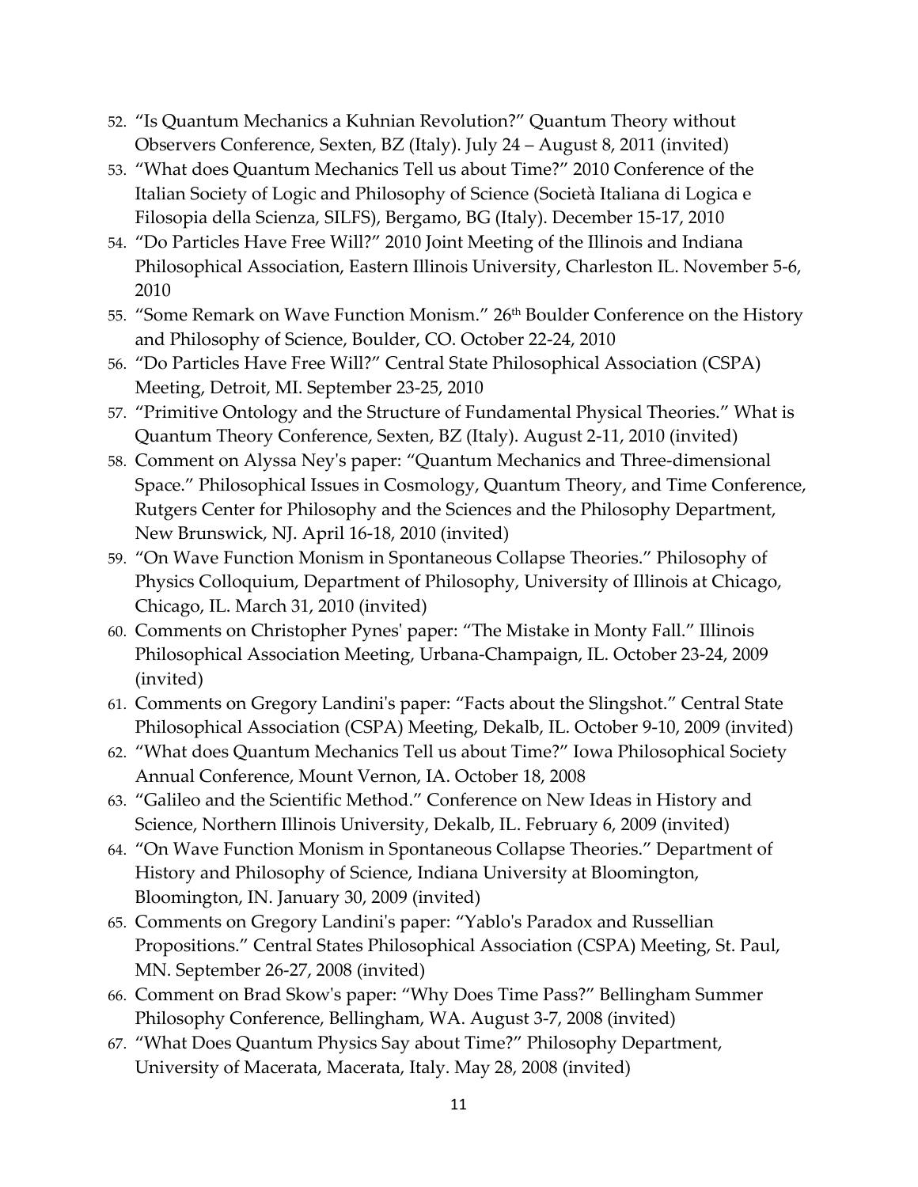52. "Is Quantum Mechanics a Kuhnian Revolution?" Quantum Theory without Observers Conference, Sexten, BZ (Italy). July 24 – August 8, 2011 (invited)
53. "What does Quantum Mechanics Tell us about Time?" 2010 Conference of the Italian Society of Logic and Philosophy of Science (Società Italiana di Logica e Filosopia della Scienza, SILFS), Bergamo, BG (Italy). December 15-17, 2010
54. "Do Particles Have Free Will?" 2010 Joint Meeting of the Illinois and Indiana Philosophical Association, Eastern Illinois University, Charleston IL. November 5-6, 2010
55. "Some Remark on Wave Function Monism." 26th Boulder Conference on the History and Philosophy of Science, Boulder, CO. October 22-24, 2010
56. "Do Particles Have Free Will?" Central State Philosophical Association (CSPA) Meeting, Detroit, MI. September 23-25, 2010
57. "Primitive Ontology and the Structure of Fundamental Physical Theories." What is Quantum Theory Conference, Sexten, BZ (Italy). August 2-11, 2010 (invited)
58. Comment on Alyssa Ney's paper: "Quantum Mechanics and Three-dimensional Space." Philosophical Issues in Cosmology, Quantum Theory, and Time Conference, Rutgers Center for Philosophy and the Sciences and the Philosophy Department, New Brunswick, NJ. April 16-18, 2010 (invited)
59. "On Wave Function Monism in Spontaneous Collapse Theories." Philosophy of Physics Colloquium, Department of Philosophy, University of Illinois at Chicago, Chicago, IL. March 31, 2010 (invited)
60. Comments on Christopher Pynes' paper: "The Mistake in Monty Fall." Illinois Philosophical Association Meeting, Urbana-Champaign, IL. October 23-24, 2009 (invited)
61. Comments on Gregory Landini's paper: "Facts about the Slingshot." Central State Philosophical Association (CSPA) Meeting, Dekalb, IL. October 9-10, 2009 (invited)
62. "What does Quantum Mechanics Tell us about Time?" Iowa Philosophical Society Annual Conference, Mount Vernon, IA. October 18, 2008
63. "Galileo and the Scientific Method." Conference on New Ideas in History and Science, Northern Illinois University, Dekalb, IL. February 6, 2009 (invited)
64. "On Wave Function Monism in Spontaneous Collapse Theories." Department of History and Philosophy of Science, Indiana University at Bloomington, Bloomington, IN. January 30, 2009 (invited)
65. Comments on Gregory Landini's paper: "Yablo's Paradox and Russellian Propositions." Central States Philosophical Association (CSPA) Meeting, St. Paul, MN. September 26-27, 2008 (invited)
66. Comment on Brad Skow's paper: "Why Does Time Pass?" Bellingham Summer Philosophy Conference, Bellingham, WA. August 3-7, 2008 (invited)
67. "What Does Quantum Physics Say about Time?" Philosophy Department, University of Macerata, Macerata, Italy. May 28, 2008 (invited)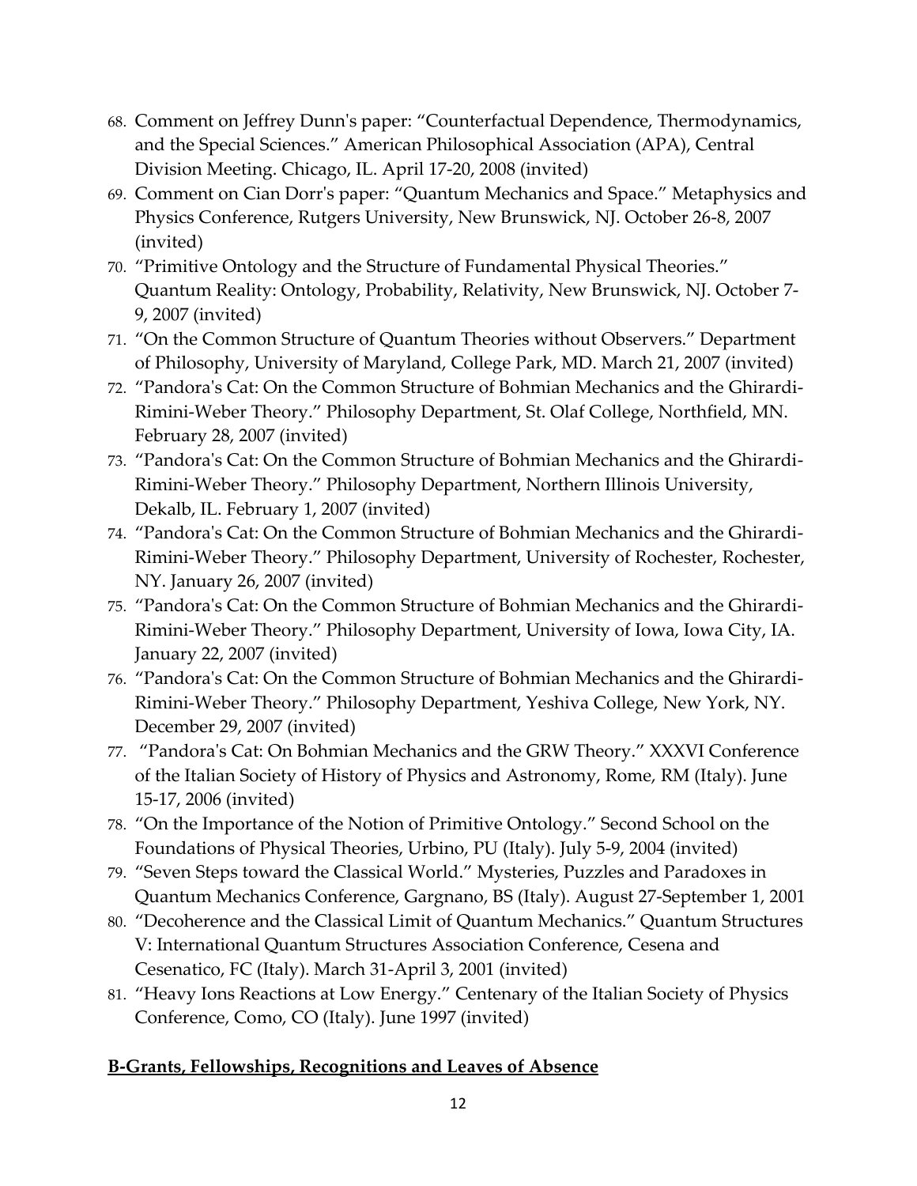68. Comment on Jeffrey Dunn's paper: "Counterfactual Dependence, Thermodynamics, and the Special Sciences." American Philosophical Association (APA), Central Division Meeting. Chicago, IL. April 17-20, 2008 (invited)
69. Comment on Cian Dorr's paper: "Quantum Mechanics and Space." Metaphysics and Physics Conference, Rutgers University, New Brunswick, NJ. October 26-8, 2007 (invited)
70. "Primitive Ontology and the Structure of Fundamental Physical Theories." Quantum Reality: Ontology, Probability, Relativity, New Brunswick, NJ. October 7-9, 2007 (invited)
71. "On the Common Structure of Quantum Theories without Observers." Department of Philosophy, University of Maryland, College Park, MD. March 21, 2007 (invited)
72. "Pandora's Cat: On the Common Structure of Bohmian Mechanics and the Ghirardi-Rimini-Weber Theory." Philosophy Department, St. Olaf College, Northfield, MN. February 28, 2007 (invited)
73. "Pandora's Cat: On the Common Structure of Bohmian Mechanics and the Ghirardi-Rimini-Weber Theory." Philosophy Department, Northern Illinois University, Dekalb, IL. February 1, 2007 (invited)
74. "Pandora's Cat: On the Common Structure of Bohmian Mechanics and the Ghirardi-Rimini-Weber Theory." Philosophy Department, University of Rochester, Rochester, NY. January 26, 2007 (invited)
75. "Pandora's Cat: On the Common Structure of Bohmian Mechanics and the Ghirardi-Rimini-Weber Theory." Philosophy Department, University of Iowa, Iowa City, IA. January 22, 2007 (invited)
76. "Pandora's Cat: On the Common Structure of Bohmian Mechanics and the Ghirardi-Rimini-Weber Theory." Philosophy Department, Yeshiva College, New York, NY. December 29, 2007 (invited)
77. "Pandora's Cat: On Bohmian Mechanics and the GRW Theory." XXXVI Conference of the Italian Society of History of Physics and Astronomy, Rome, RM (Italy). June 15-17, 2006 (invited)
78. "On the Importance of the Notion of Primitive Ontology." Second School on the Foundations of Physical Theories, Urbino, PU (Italy). July 5-9, 2004 (invited)
79. "Seven Steps toward the Classical World." Mysteries, Puzzles and Paradoxes in Quantum Mechanics Conference, Gargnano, BS (Italy). August 27-September 1, 2001
80. "Decoherence and the Classical Limit of Quantum Mechanics." Quantum Structures V: International Quantum Structures Association Conference, Cesena and Cesenatico, FC (Italy). March 31-April 3, 2001 (invited)
81. "Heavy Ions Reactions at Low Energy." Centenary of the Italian Society of Physics Conference, Como, CO (Italy). June 1997 (invited)

## **B-Grants, Fellowships, Recognitions and Leaves of Absence**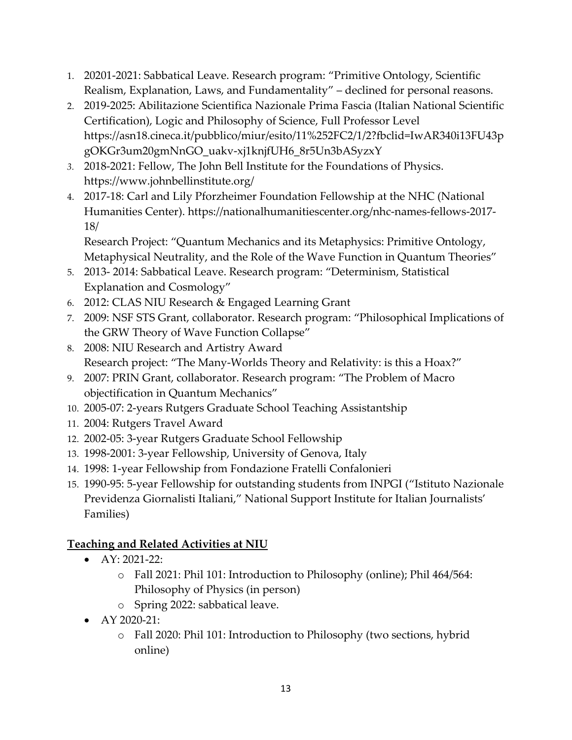1. 20201-2021: Sabbatical Leave. Research program: "Primitive Ontology, Scientific Realism, Explanation, Laws, and Fundamentality" – declined for personal reasons.
2. 2019-2025: Abilitazione Scientifica Nazionale Prima Fascia (Italian National Scientific Certification), Logic and Philosophy of Science, Full Professor Level https://asn18.cineca.it/pubblico/miur/esito/11%252FC2/1/2?fbclid=IwAR340i13FU43pgOKGr3um20gmNnGO_uakv-xj1knjfUH6_8r5Un3bASyzxY
3. 2018-2021: Fellow, The John Bell Institute for the Foundations of Physics. https://www.johnbellinstitute.org/
4. 2017-18: Carl and Lily Pforzheimer Foundation Fellowship at the NHC (National Humanities Center). https://nationalhumanitiescenter.org/nhc-names-fellows-2017-18/
   Research Project: "Quantum Mechanics and its Metaphysics: Primitive Ontology, Metaphysical Neutrality, and the Role of the Wave Function in Quantum Theories"
5. 2013- 2014: Sabbatical Leave. Research program: "Determinism, Statistical Explanation and Cosmology"
6. 2012: CLAS NIU Research & Engaged Learning Grant
7. 2009: NSF STS Grant, collaborator. Research program: "Philosophical Implications of the GRW Theory of Wave Function Collapse"
8. 2008: NIU Research and Artistry Award
   Research project: "The Many-Worlds Theory and Relativity: is this a Hoax?"
9. 2007: PRIN Grant, collaborator. Research program: "The Problem of Macro objectification in Quantum Mechanics"
10. 2005-07: 2-years Rutgers Graduate School Teaching Assistantship
11. 2004: Rutgers Travel Award
12. 2002-05: 3-year Rutgers Graduate School Fellowship
13. 1998-2001: 3-year Fellowship, University of Genova, Italy
14. 1998: 1-year Fellowship from Fondazione Fratelli Confalonieri
15. 1990-95: 5-year Fellowship for outstanding students from INPGI ("Istituto Nazionale Previdenza Giornalisti Italiani," National Support Institute for Italian Journalists' Families)

**<u>Teaching and Related Activities at NIU</u>**

- AY: 2021-22:
  - Fall 2021: Phil 101: Introduction to Philosophy (online); Phil 464/564: Philosophy of Physics (in person)
  - Spring 2022: sabbatical leave.
- AY 2020-21:
  - Fall 2020: Phil 101: Introduction to Philosophy (two sections, hybrid online)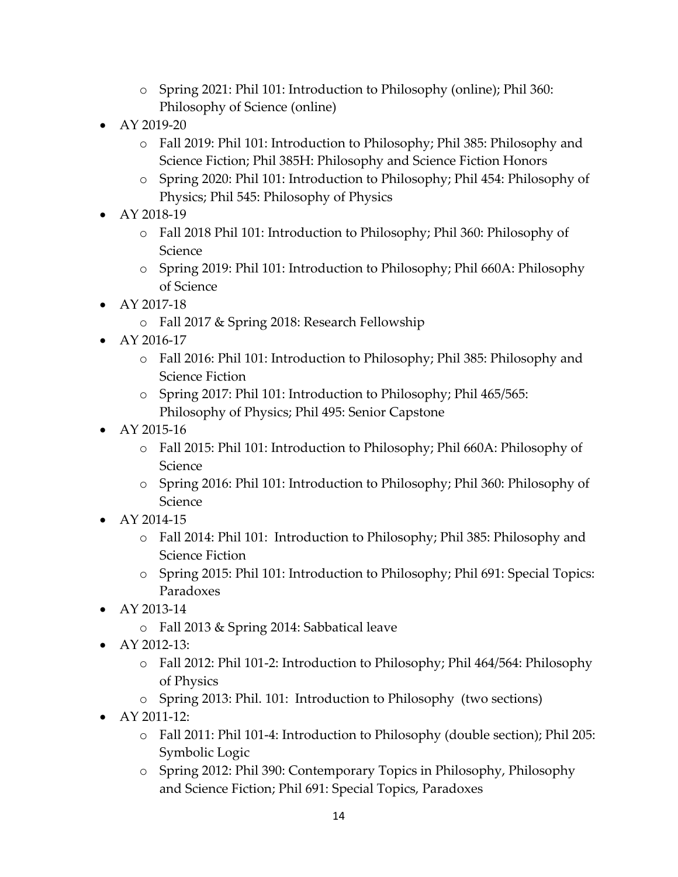- Spring 2021: Phil 101: Introduction to Philosophy (online); Phil 360: Philosophy of Science (online)
- AY 2019-20
    - Fall 2019: Phil 101: Introduction to Philosophy; Phil 385: Philosophy and Science Fiction; Phil 385H: Philosophy and Science Fiction Honors
    - Spring 2020: Phil 101: Introduction to Philosophy; Phil 454: Philosophy of Physics; Phil 545: Philosophy of Physics
- AY 2018-19
    - Fall 2018 Phil 101: Introduction to Philosophy; Phil 360: Philosophy of Science
    - Spring 2019: Phil 101: Introduction to Philosophy; Phil 660A: Philosophy of Science
- AY 2017-18
    - Fall 2017 & Spring 2018: Research Fellowship
- AY 2016-17
    - Fall 2016: Phil 101: Introduction to Philosophy; Phil 385: Philosophy and Science Fiction
    - Spring 2017: Phil 101: Introduction to Philosophy; Phil 465/565: Philosophy of Physics; Phil 495: Senior Capstone
- AY 2015-16
    - Fall 2015: Phil 101: Introduction to Philosophy; Phil 660A: Philosophy of Science
    - Spring 2016: Phil 101: Introduction to Philosophy; Phil 360: Philosophy of Science
- AY 2014-15
    - Fall 2014: Phil 101: Introduction to Philosophy; Phil 385: Philosophy and Science Fiction
    - Spring 2015: Phil 101: Introduction to Philosophy; Phil 691: Special Topics: Paradoxes
- AY 2013-14
    - Fall 2013 & Spring 2014: Sabbatical leave
- AY 2012-13:
    - Fall 2012: Phil 101-2: Introduction to Philosophy; Phil 464/564: Philosophy of Physics
    - Spring 2013: Phil. 101: Introduction to Philosophy (two sections)
- AY 2011-12:
    - Fall 2011: Phil 101-4: Introduction to Philosophy (double section); Phil 205: Symbolic Logic
    - Spring 2012: Phil 390: Contemporary Topics in Philosophy, Philosophy and Science Fiction; Phil 691: Special Topics, Paradoxes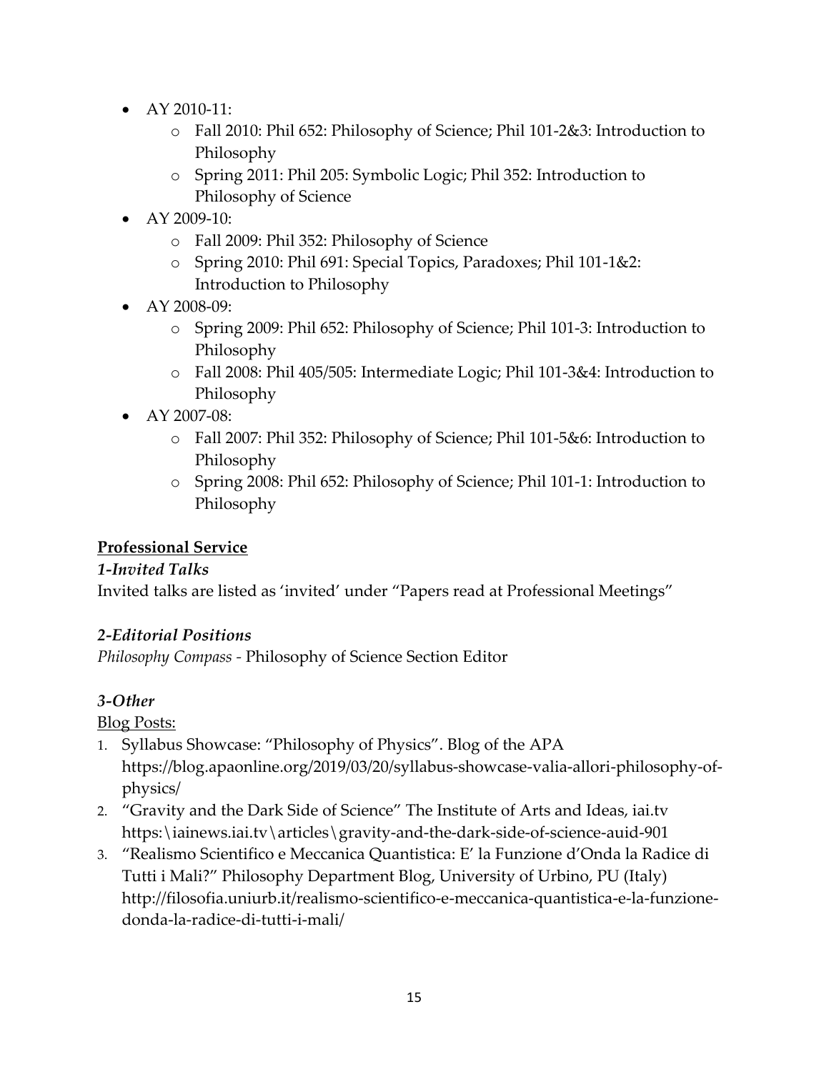- AY 2010-11:
    - Fall 2010: Phil 652: Philosophy of Science; Phil 101-2&3: Introduction to Philosophy
    - Spring 2011: Phil 205: Symbolic Logic; Phil 352: Introduction to Philosophy of Science
- AY 2009-10:
    - Fall 2009: Phil 352: Philosophy of Science
    - Spring 2010: Phil 691: Special Topics, Paradoxes; Phil 101-1&2: Introduction to Philosophy
- AY 2008-09:
    - Spring 2009: Phil 652: Philosophy of Science; Phil 101-3: Introduction to Philosophy
    - Fall 2008: Phil 405/505: Intermediate Logic; Phil 101-3&4: Introduction to Philosophy
- AY 2007-08:
    - Fall 2007: Phil 352: Philosophy of Science; Phil 101-5&6: Introduction to Philosophy
    - Spring 2008: Phil 652: Philosophy of Science; Phil 101-1: Introduction to Philosophy

## **Professional Service**

### *1-Invited Talks*

Invited talks are listed as 'invited' under "Papers read at Professional Meetings"

### *2-Editorial Positions*

*Philosophy Compass* - Philosophy of Science Section Editor

### *3-Other*

Blog Posts:

1. Syllabus Showcase: "Philosophy of Physics". Blog of the APA https://blog.apaonline.org/2019/03/20/syllabus-showcase-valia-allori-philosophy-of-physics/
2. "Gravity and the Dark Side of Science" The Institute of Arts and Ideas, iai.tv https:\iainews.iai.tv\articles\gravity-and-the-dark-side-of-science-auid-901
3. "Realismo Scientifico e Meccanica Quantistica: E' la Funzione d'Onda la Radice di Tutti i Mali?" Philosophy Department Blog, University of Urbino, PU (Italy) http://filosofia.uniurb.it/realismo-scientifico-e-meccanica-quantistica-e-la-funzione-donda-la-radice-di-tutti-i-mali/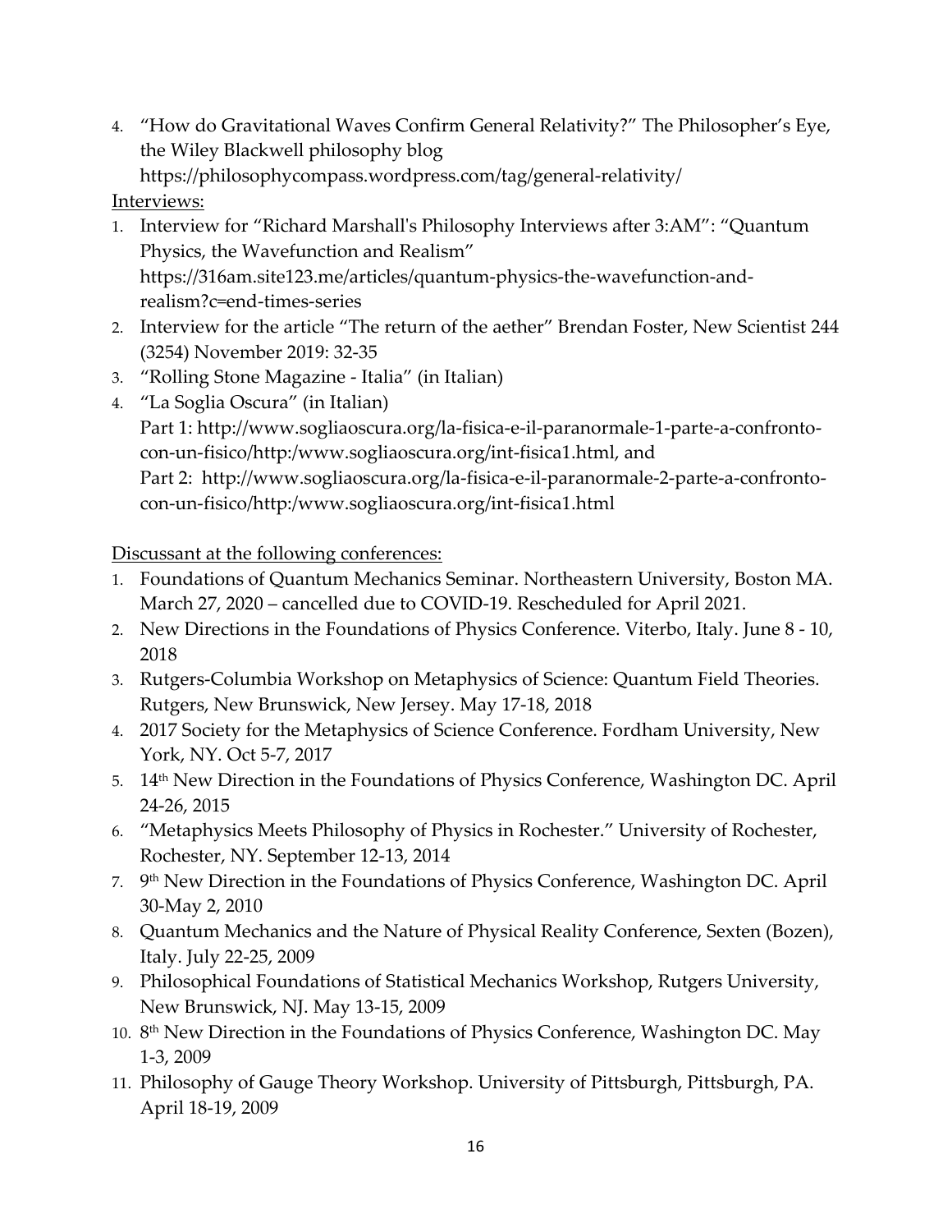4. "How do Gravitational Waves Confirm General Relativity?" The Philosopher's Eye, the Wiley Blackwell philosophy blog https://philosophycompass.wordpress.com/tag/general-relativity/

Interviews:

1. Interview for "Richard Marshall's Philosophy Interviews after 3:AM": "Quantum Physics, the Wavefunction and Realism" https://316am.site123.me/articles/quantum-physics-the-wavefunction-and-realism?c=end-times-series
2. Interview for the article "The return of the aether" Brendan Foster, New Scientist 244 (3254) November 2019: 32-35
3. "Rolling Stone Magazine - Italia" (in Italian)
4. "La Soglia Oscura" (in Italian)
   Part 1: http://www.sogliaoscura.org/la-fisica-e-il-paranormale-1-parte-a-confronto-con-un-fisico/http:/www.sogliaoscura.org/int-fisica1.html, and
   Part 2: http://www.sogliaoscura.org/la-fisica-e-il-paranormale-2-parte-a-confronto-con-un-fisico/http:/www.sogliaoscura.org/int-fisica1.html

Discussant at the following conferences:

1. Foundations of Quantum Mechanics Seminar. Northeastern University, Boston MA. March 27, 2020 – cancelled due to COVID-19. Rescheduled for April 2021.
2. New Directions in the Foundations of Physics Conference. Viterbo, Italy. June 8 - 10, 2018
3. Rutgers-Columbia Workshop on Metaphysics of Science: Quantum Field Theories. Rutgers, New Brunswick, New Jersey. May 17-18, 2018
4. 2017 Society for the Metaphysics of Science Conference. Fordham University, New York, NY. Oct 5-7, 2017
5. 14th New Direction in the Foundations of Physics Conference, Washington DC. April 24-26, 2015
6. "Metaphysics Meets Philosophy of Physics in Rochester." University of Rochester, Rochester, NY. September 12-13, 2014
7. 9th New Direction in the Foundations of Physics Conference, Washington DC. April 30-May 2, 2010
8. Quantum Mechanics and the Nature of Physical Reality Conference, Sexten (Bozen), Italy. July 22-25, 2009
9. Philosophical Foundations of Statistical Mechanics Workshop, Rutgers University, New Brunswick, NJ. May 13-15, 2009
10. 8th New Direction in the Foundations of Physics Conference, Washington DC. May 1-3, 2009
11. Philosophy of Gauge Theory Workshop. University of Pittsburgh, Pittsburgh, PA. April 18-19, 2009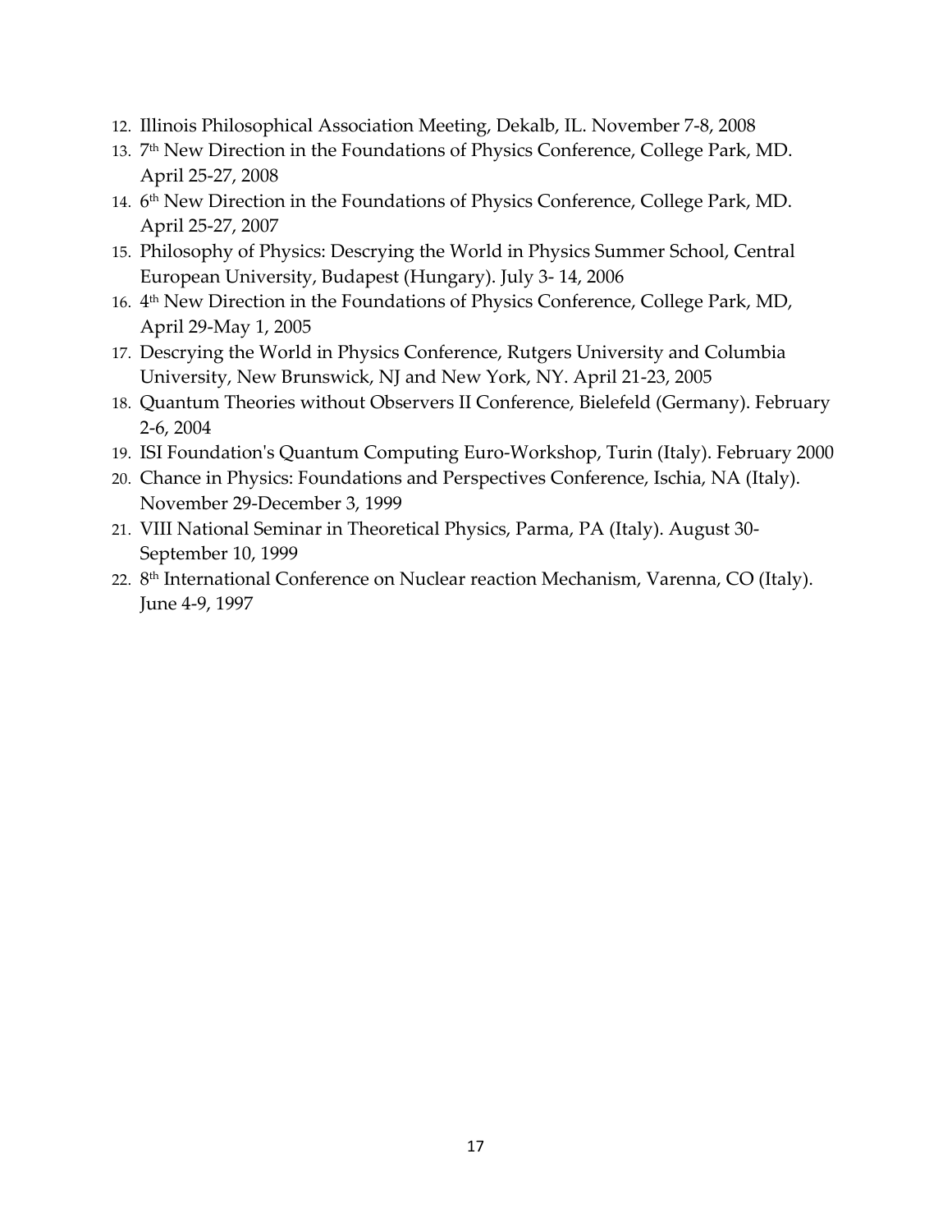12. Illinois Philosophical Association Meeting, Dekalb, IL. November 7-8, 2008
13. 7th New Direction in the Foundations of Physics Conference, College Park, MD. April 25-27, 2008
14. 6th New Direction in the Foundations of Physics Conference, College Park, MD. April 25-27, 2007
15. Philosophy of Physics: Descrying the World in Physics Summer School, Central European University, Budapest (Hungary). July 3- 14, 2006
16. 4th New Direction in the Foundations of Physics Conference, College Park, MD, April 29-May 1, 2005
17. Descrying the World in Physics Conference, Rutgers University and Columbia University, New Brunswick, NJ and New York, NY. April 21-23, 2005
18. Quantum Theories without Observers II Conference, Bielefeld (Germany). February 2-6, 2004
19. ISI Foundation's Quantum Computing Euro-Workshop, Turin (Italy). February 2000
20. Chance in Physics: Foundations and Perspectives Conference, Ischia, NA (Italy). November 29-December 3, 1999
21. VIII National Seminar in Theoretical Physics, Parma, PA (Italy). August 30-September 10, 1999
22. 8th International Conference on Nuclear reaction Mechanism, Varenna, CO (Italy). June 4-9, 1997